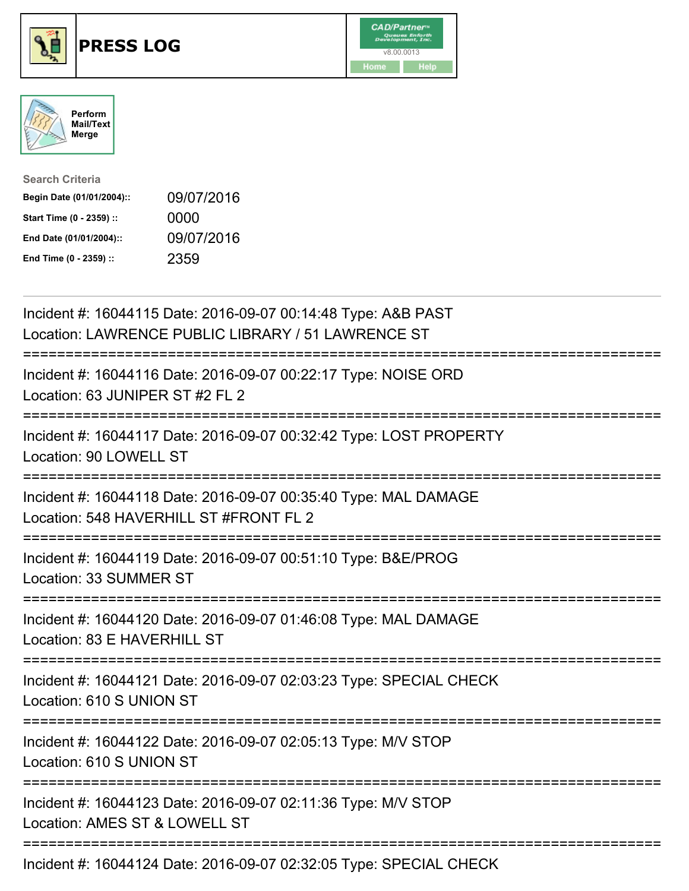# PRESS LOG

Perform Mail/Text Merge

**Search Criteria**

| | |
|---|---|
| **Begin Date (01/01/2004)::** | 09/07/2016 |
| **Start Time (0 - 2359) ::** | 0000 |
| **End Date (01/01/2004)::** | 09/07/2016 |
| **End Time (0 - 2359) ::** | 2359 |

Incident #: 16044115 Date: 2016-09-07 00:14:48 Type: A&B PAST
Location: LAWRENCE PUBLIC LIBRARY / 51 LAWRENCE ST

===========================================================================

Incident #: 16044116 Date: 2016-09-07 00:22:17 Type: NOISE ORD
Location: 63 JUNIPER ST #2 FL 2

===========================================================================

Incident #: 16044117 Date: 2016-09-07 00:32:42 Type: LOST PROPERTY
Location: 90 LOWELL ST

===========================================================================

Incident #: 16044118 Date: 2016-09-07 00:35:40 Type: MAL DAMAGE
Location: 548 HAVERHILL ST #FRONT FL 2

===========================================================================

Incident #: 16044119 Date: 2016-09-07 00:51:10 Type: B&E/PROG
Location: 33 SUMMER ST

===========================================================================

Incident #: 16044120 Date: 2016-09-07 01:46:08 Type: MAL DAMAGE
Location: 83 E HAVERHILL ST

===========================================================================

Incident #: 16044121 Date: 2016-09-07 02:03:23 Type: SPECIAL CHECK
Location: 610 S UNION ST

===========================================================================

Incident #: 16044122 Date: 2016-09-07 02:05:13 Type: M/V STOP
Location: 610 S UNION ST

===========================================================================

Incident #: 16044123 Date: 2016-09-07 02:11:36 Type: M/V STOP
Location: AMES ST & LOWELL ST

===========================================================================

Incident #: 16044124 Date: 2016-09-07 02:32:05 Type: SPECIAL CHECK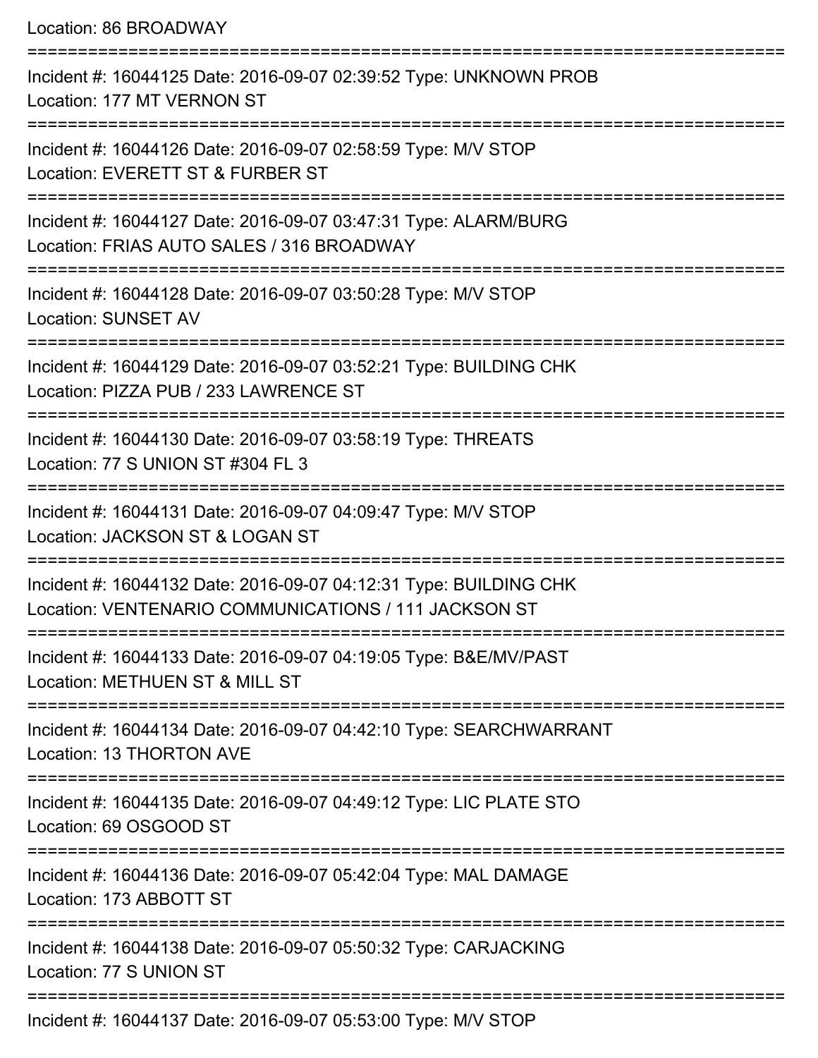Location: 86 BROADWAY

===========================================================================

Incident #: 16044125 Date: 2016-09-07 02:39:52 Type: UNKNOWN PROB
Location: 177 MT VERNON ST

===========================================================================

Incident #: 16044126 Date: 2016-09-07 02:58:59 Type: M/V STOP
Location: EVERETT ST & FURBER ST

===========================================================================

Incident #: 16044127 Date: 2016-09-07 03:47:31 Type: ALARM/BURG
Location: FRIAS AUTO SALES / 316 BROADWAY

===========================================================================

Incident #: 16044128 Date: 2016-09-07 03:50:28 Type: M/V STOP
Location: SUNSET AV

===========================================================================

Incident #: 16044129 Date: 2016-09-07 03:52:21 Type: BUILDING CHK
Location: PIZZA PUB / 233 LAWRENCE ST

===========================================================================

Incident #: 16044130 Date: 2016-09-07 03:58:19 Type: THREATS
Location: 77 S UNION ST #304 FL 3

===========================================================================

Incident #: 16044131 Date: 2016-09-07 04:09:47 Type: M/V STOP
Location: JACKSON ST & LOGAN ST

===========================================================================

Incident #: 16044132 Date: 2016-09-07 04:12:31 Type: BUILDING CHK
Location: VENTENARIO COMMUNICATIONS / 111 JACKSON ST

===========================================================================

Incident #: 16044133 Date: 2016-09-07 04:19:05 Type: B&E/MV/PAST
Location: METHUEN ST & MILL ST

===========================================================================

Incident #: 16044134 Date: 2016-09-07 04:42:10 Type: SEARCHWARRANT
Location: 13 THORTON AVE

===========================================================================

Incident #: 16044135 Date: 2016-09-07 04:49:12 Type: LIC PLATE STO
Location: 69 OSGOOD ST

===========================================================================

Incident #: 16044136 Date: 2016-09-07 05:42:04 Type: MAL DAMAGE
Location: 173 ABBOTT ST

===========================================================================

Incident #: 16044138 Date: 2016-09-07 05:50:32 Type: CARJACKING
Location: 77 S UNION ST

===========================================================================

Incident #: 16044137 Date: 2016-09-07 05:53:00 Type: M/V STOP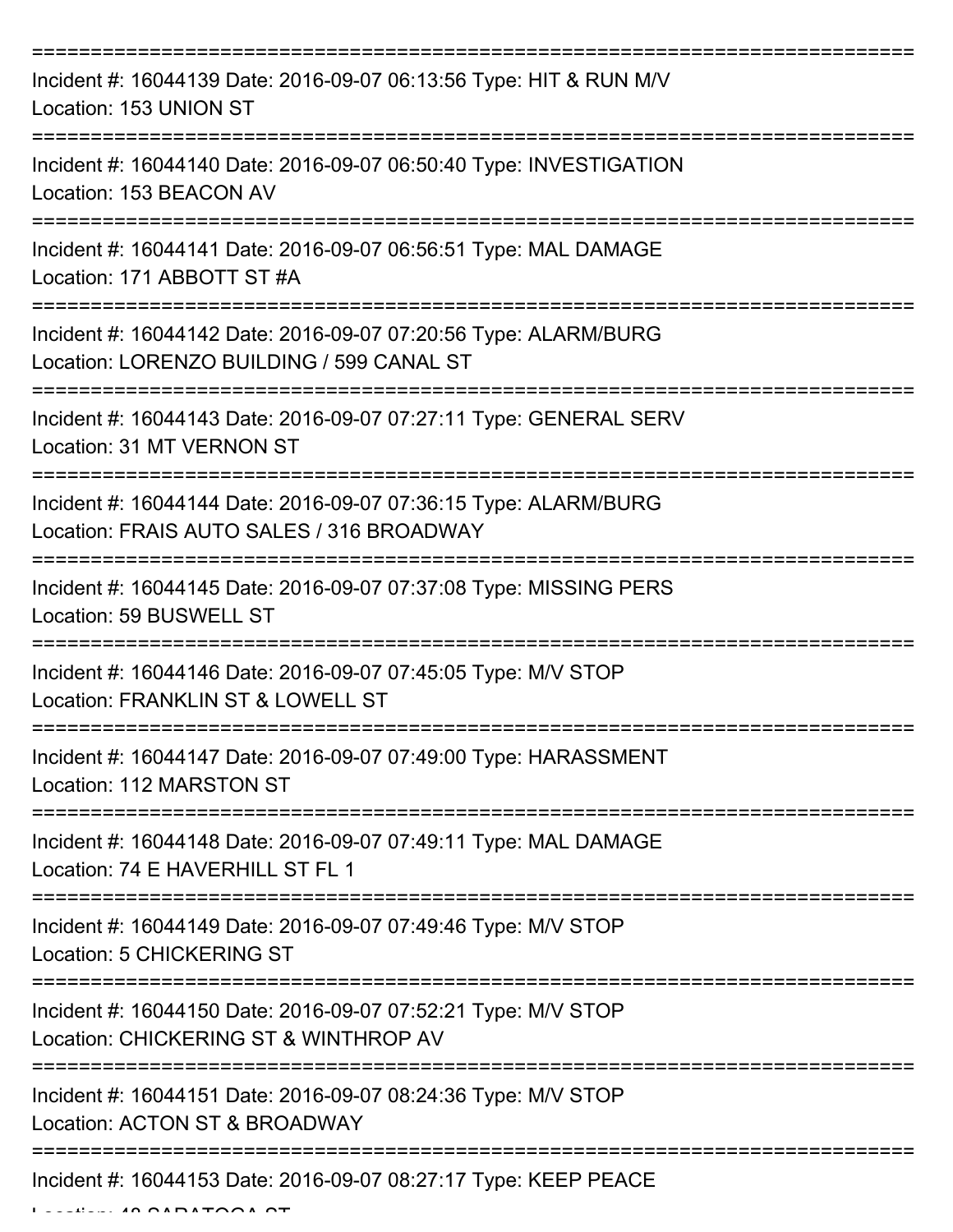===========================================================================
Incident #: 16044139 Date: 2016-09-07 06:13:56 Type: HIT & RUN M/V
Location: 153 UNION ST
===========================================================================
Incident #: 16044140 Date: 2016-09-07 06:50:40 Type: INVESTIGATION
Location: 153 BEACON AV
===========================================================================
Incident #: 16044141 Date: 2016-09-07 06:56:51 Type: MAL DAMAGE
Location: 171 ABBOTT ST #A
===========================================================================
Incident #: 16044142 Date: 2016-09-07 07:20:56 Type: ALARM/BURG
Location: LORENZO BUILDING / 599 CANAL ST
===========================================================================
Incident #: 16044143 Date: 2016-09-07 07:27:11 Type: GENERAL SERV
Location: 31 MT VERNON ST
===========================================================================
Incident #: 16044144 Date: 2016-09-07 07:36:15 Type: ALARM/BURG
Location: FRAIS AUTO SALES / 316 BROADWAY
===========================================================================
Incident #: 16044145 Date: 2016-09-07 07:37:08 Type: MISSING PERS
Location: 59 BUSWELL ST
===========================================================================
Incident #: 16044146 Date: 2016-09-07 07:45:05 Type: M/V STOP
Location: FRANKLIN ST & LOWELL ST
===========================================================================
Incident #: 16044147 Date: 2016-09-07 07:49:00 Type: HARASSMENT
Location: 112 MARSTON ST
===========================================================================
Incident #: 16044148 Date: 2016-09-07 07:49:11 Type: MAL DAMAGE
Location: 74 E HAVERHILL ST FL 1
===========================================================================
Incident #: 16044149 Date: 2016-09-07 07:49:46 Type: M/V STOP
Location: 5 CHICKERING ST
===========================================================================
Incident #: 16044150 Date: 2016-09-07 07:52:21 Type: M/V STOP
Location: CHICKERING ST & WINTHROP AV
===========================================================================
Incident #: 16044151 Date: 2016-09-07 08:24:36 Type: M/V STOP
Location: ACTON ST & BROADWAY
===========================================================================
Incident #: 16044153 Date: 2016-09-07 08:27:17 Type: KEEP PEACE
Location: 48 SARATOGA ST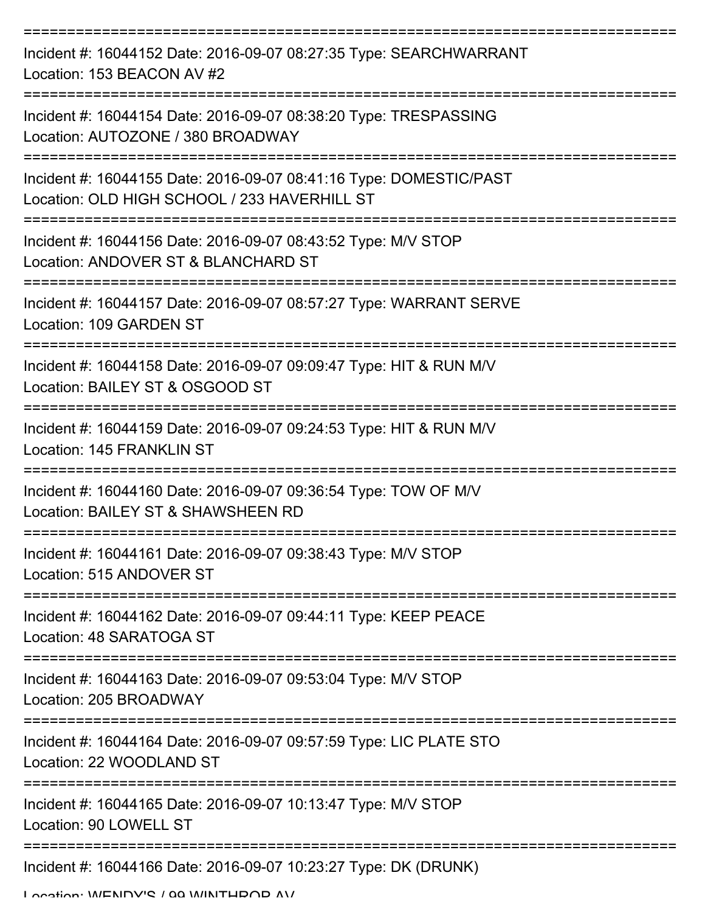===========================================================================

Incident #: 16044152 Date: 2016-09-07 08:27:35 Type: SEARCHWARRANT
Location: 153 BEACON AV #2

===========================================================================

Incident #: 16044154 Date: 2016-09-07 08:38:20 Type: TRESPASSING
Location: AUTOZONE / 380 BROADWAY

===========================================================================

Incident #: 16044155 Date: 2016-09-07 08:41:16 Type: DOMESTIC/PAST
Location: OLD HIGH SCHOOL / 233 HAVERHILL ST

===========================================================================

Incident #: 16044156 Date: 2016-09-07 08:43:52 Type: M/V STOP
Location: ANDOVER ST & BLANCHARD ST

===========================================================================

Incident #: 16044157 Date: 2016-09-07 08:57:27 Type: WARRANT SERVE
Location: 109 GARDEN ST

===========================================================================

Incident #: 16044158 Date: 2016-09-07 09:09:47 Type: HIT & RUN M/V
Location: BAILEY ST & OSGOOD ST

===========================================================================

Incident #: 16044159 Date: 2016-09-07 09:24:53 Type: HIT & RUN M/V
Location: 145 FRANKLIN ST

===========================================================================

Incident #: 16044160 Date: 2016-09-07 09:36:54 Type: TOW OF M/V
Location: BAILEY ST & SHAWSHEEN RD

===========================================================================

Incident #: 16044161 Date: 2016-09-07 09:38:43 Type: M/V STOP
Location: 515 ANDOVER ST

===========================================================================

Incident #: 16044162 Date: 2016-09-07 09:44:11 Type: KEEP PEACE
Location: 48 SARATOGA ST

===========================================================================

Incident #: 16044163 Date: 2016-09-07 09:53:04 Type: M/V STOP
Location: 205 BROADWAY

===========================================================================

Incident #: 16044164 Date: 2016-09-07 09:57:59 Type: LIC PLATE STO
Location: 22 WOODLAND ST

===========================================================================

Incident #: 16044165 Date: 2016-09-07 10:13:47 Type: M/V STOP
Location: 90 LOWELL ST

===========================================================================

Incident #: 16044166 Date: 2016-09-07 10:23:27 Type: DK (DRUNK)
Location: WENDY'S / 99 WINTHROP AV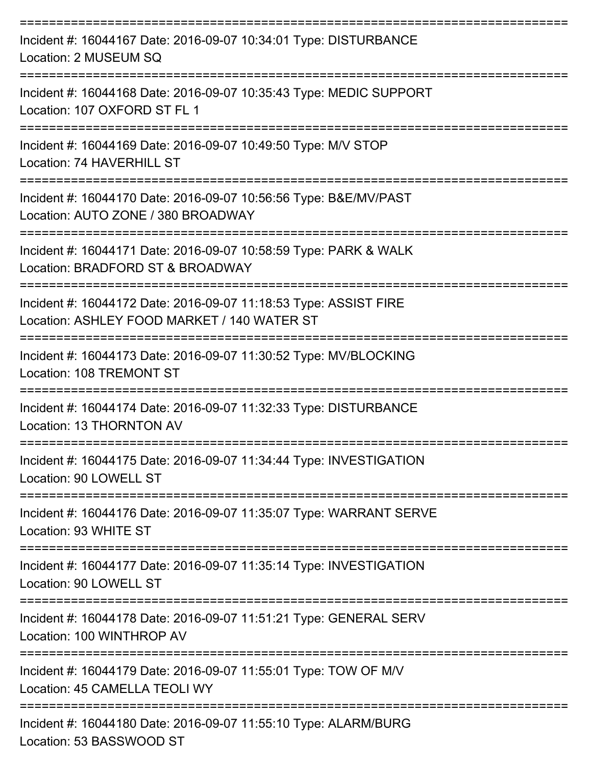===========================================================================

Incident #: 16044167 Date: 2016-09-07 10:34:01 Type: DISTURBANCE
Location: 2 MUSEUM SQ

===========================================================================

Incident #: 16044168 Date: 2016-09-07 10:35:43 Type: MEDIC SUPPORT
Location: 107 OXFORD ST FL 1

===========================================================================

Incident #: 16044169 Date: 2016-09-07 10:49:50 Type: M/V STOP
Location: 74 HAVERHILL ST

===========================================================================

Incident #: 16044170 Date: 2016-09-07 10:56:56 Type: B&E/MV/PAST
Location: AUTO ZONE / 380 BROADWAY

===========================================================================

Incident #: 16044171 Date: 2016-09-07 10:58:59 Type: PARK & WALK
Location: BRADFORD ST & BROADWAY

===========================================================================

Incident #: 16044172 Date: 2016-09-07 11:18:53 Type: ASSIST FIRE
Location: ASHLEY FOOD MARKET / 140 WATER ST

===========================================================================

Incident #: 16044173 Date: 2016-09-07 11:30:52 Type: MV/BLOCKING
Location: 108 TREMONT ST

===========================================================================

Incident #: 16044174 Date: 2016-09-07 11:32:33 Type: DISTURBANCE
Location: 13 THORNTON AV

===========================================================================

Incident #: 16044175 Date: 2016-09-07 11:34:44 Type: INVESTIGATION
Location: 90 LOWELL ST

===========================================================================

Incident #: 16044176 Date: 2016-09-07 11:35:07 Type: WARRANT SERVE
Location: 93 WHITE ST

===========================================================================

Incident #: 16044177 Date: 2016-09-07 11:35:14 Type: INVESTIGATION
Location: 90 LOWELL ST

===========================================================================

Incident #: 16044178 Date: 2016-09-07 11:51:21 Type: GENERAL SERV
Location: 100 WINTHROP AV

===========================================================================

Incident #: 16044179 Date: 2016-09-07 11:55:01 Type: TOW OF M/V
Location: 45 CAMELLA TEOLI WY

===========================================================================

Incident #: 16044180 Date: 2016-09-07 11:55:10 Type: ALARM/BURG
Location: 53 BASSWOOD ST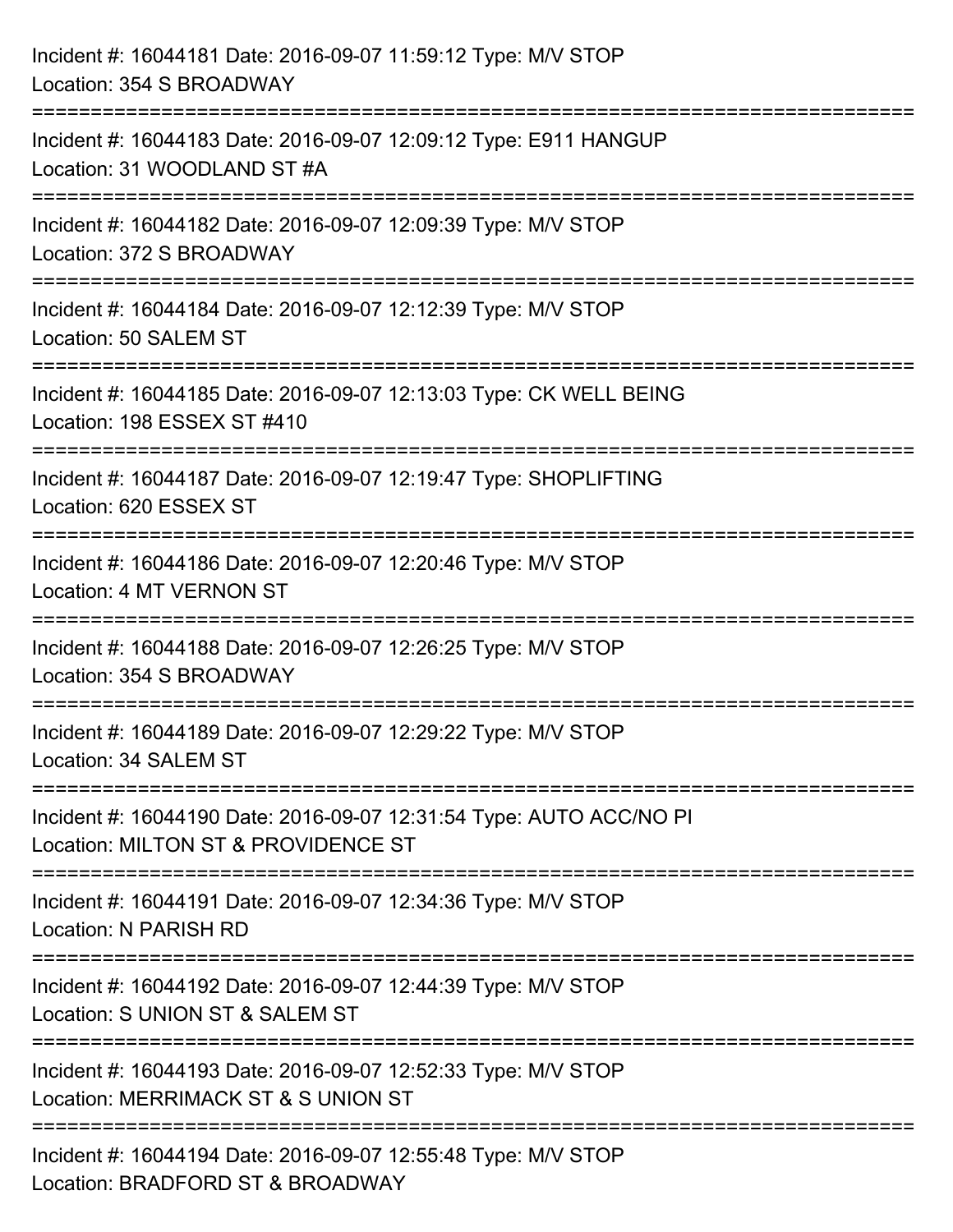Incident #: 16044181 Date: 2016-09-07 11:59:12 Type: M/V STOP
Location: 354 S BROADWAY

===========================================================================

Incident #: 16044183 Date: 2016-09-07 12:09:12 Type: E911 HANGUP
Location: 31 WOODLAND ST #A

===========================================================================

Incident #: 16044182 Date: 2016-09-07 12:09:39 Type: M/V STOP
Location: 372 S BROADWAY

===========================================================================

Incident #: 16044184 Date: 2016-09-07 12:12:39 Type: M/V STOP
Location: 50 SALEM ST

===========================================================================

Incident #: 16044185 Date: 2016-09-07 12:13:03 Type: CK WELL BEING
Location: 198 ESSEX ST #410

===========================================================================

Incident #: 16044187 Date: 2016-09-07 12:19:47 Type: SHOPLIFTING
Location: 620 ESSEX ST

===========================================================================

Incident #: 16044186 Date: 2016-09-07 12:20:46 Type: M/V STOP
Location: 4 MT VERNON ST

===========================================================================

Incident #: 16044188 Date: 2016-09-07 12:26:25 Type: M/V STOP
Location: 354 S BROADWAY

===========================================================================

Incident #: 16044189 Date: 2016-09-07 12:29:22 Type: M/V STOP
Location: 34 SALEM ST

===========================================================================

Incident #: 16044190 Date: 2016-09-07 12:31:54 Type: AUTO ACC/NO PI
Location: MILTON ST & PROVIDENCE ST

===========================================================================

Incident #: 16044191 Date: 2016-09-07 12:34:36 Type: M/V STOP
Location: N PARISH RD

===========================================================================

Incident #: 16044192 Date: 2016-09-07 12:44:39 Type: M/V STOP
Location: S UNION ST & SALEM ST

===========================================================================

Incident #: 16044193 Date: 2016-09-07 12:52:33 Type: M/V STOP
Location: MERRIMACK ST & S UNION ST

===========================================================================

Incident #: 16044194 Date: 2016-09-07 12:55:48 Type: M/V STOP
Location: BRADFORD ST & BROADWAY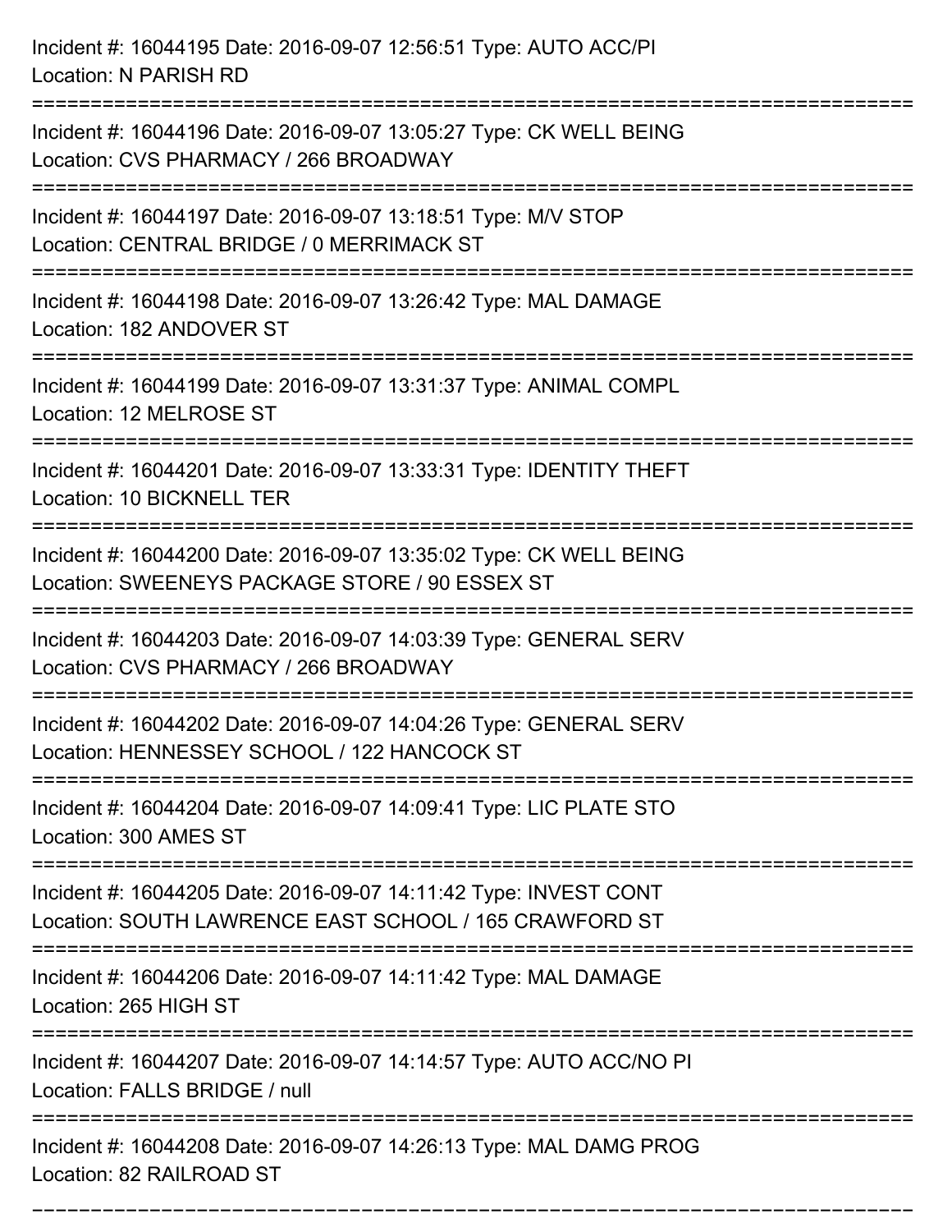Incident #: 16044195 Date: 2016-09-07 12:56:51 Type: AUTO ACC/PI
Location: N PARISH RD

===========================================================================

Incident #: 16044196 Date: 2016-09-07 13:05:27 Type: CK WELL BEING
Location: CVS PHARMACY / 266 BROADWAY

===========================================================================

Incident #: 16044197 Date: 2016-09-07 13:18:51 Type: M/V STOP
Location: CENTRAL BRIDGE / 0 MERRIMACK ST

===========================================================================

Incident #: 16044198 Date: 2016-09-07 13:26:42 Type: MAL DAMAGE
Location: 182 ANDOVER ST

===========================================================================

Incident #: 16044199 Date: 2016-09-07 13:31:37 Type: ANIMAL COMPL
Location: 12 MELROSE ST

===========================================================================

Incident #: 16044201 Date: 2016-09-07 13:33:31 Type: IDENTITY THEFT
Location: 10 BICKNELL TER

===========================================================================

Incident #: 16044200 Date: 2016-09-07 13:35:02 Type: CK WELL BEING
Location: SWEENEYS PACKAGE STORE / 90 ESSEX ST

===========================================================================

Incident #: 16044203 Date: 2016-09-07 14:03:39 Type: GENERAL SERV
Location: CVS PHARMACY / 266 BROADWAY

===========================================================================

Incident #: 16044202 Date: 2016-09-07 14:04:26 Type: GENERAL SERV
Location: HENNESSEY SCHOOL / 122 HANCOCK ST

===========================================================================

Incident #: 16044204 Date: 2016-09-07 14:09:41 Type: LIC PLATE STO
Location: 300 AMES ST

===========================================================================

Incident #: 16044205 Date: 2016-09-07 14:11:42 Type: INVEST CONT
Location: SOUTH LAWRENCE EAST SCHOOL / 165 CRAWFORD ST

===========================================================================

Incident #: 16044206 Date: 2016-09-07 14:11:42 Type: MAL DAMAGE
Location: 265 HIGH ST

===========================================================================

Incident #: 16044207 Date: 2016-09-07 14:14:57 Type: AUTO ACC/NO PI
Location: FALLS BRIDGE / null

===========================================================================

Incident #: 16044208 Date: 2016-09-07 14:26:13 Type: MAL DAMG PROG
Location: 82 RAILROAD ST

===========================================================================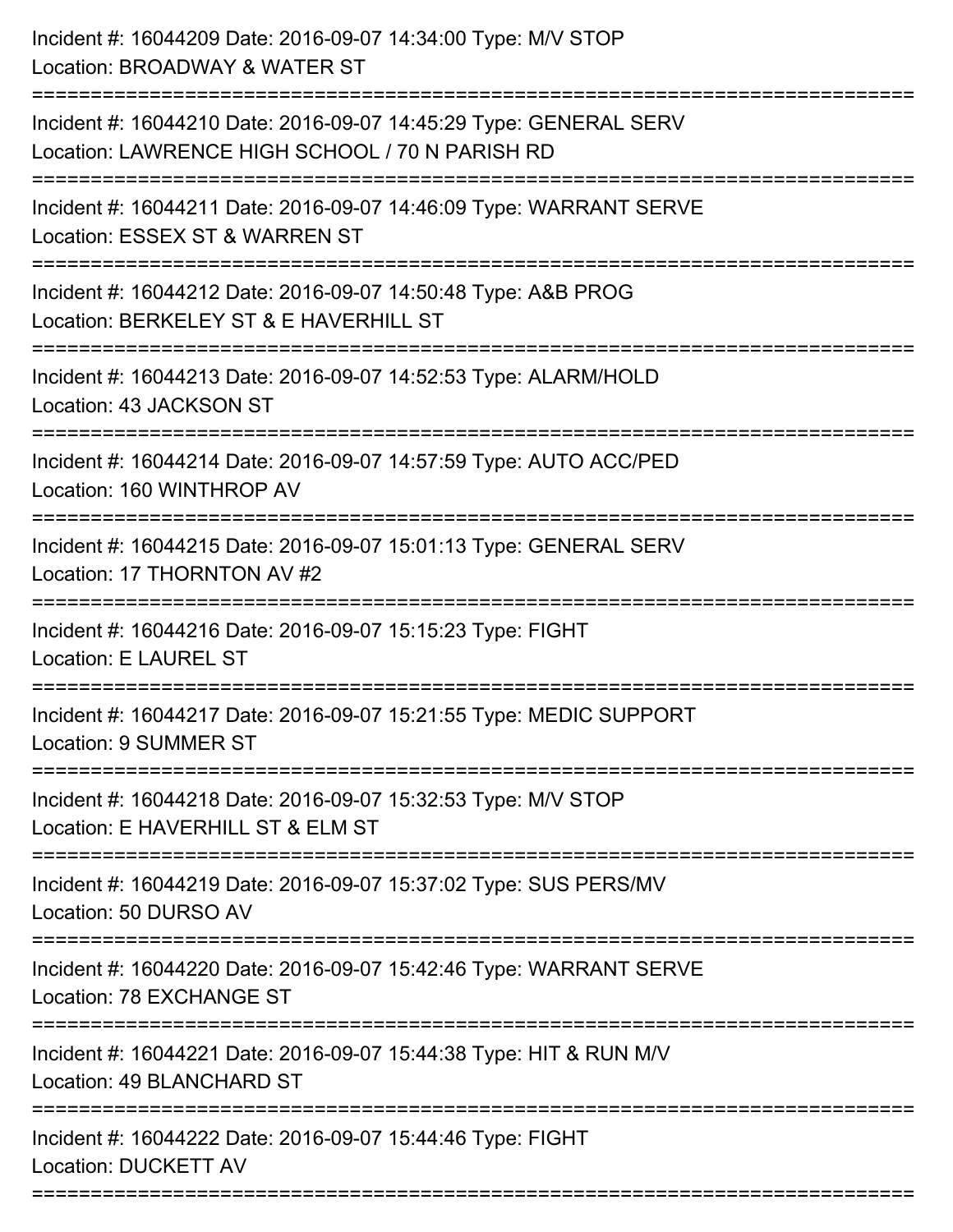Incident #: 16044209 Date: 2016-09-07 14:34:00 Type: M/V STOP
Location: BROADWAY & WATER ST

===========================================================================

Incident #: 16044210 Date: 2016-09-07 14:45:29 Type: GENERAL SERV
Location: LAWRENCE HIGH SCHOOL / 70 N PARISH RD

===========================================================================

Incident #: 16044211 Date: 2016-09-07 14:46:09 Type: WARRANT SERVE
Location: ESSEX ST & WARREN ST

===========================================================================

Incident #: 16044212 Date: 2016-09-07 14:50:48 Type: A&B PROG
Location: BERKELEY ST & E HAVERHILL ST

===========================================================================

Incident #: 16044213 Date: 2016-09-07 14:52:53 Type: ALARM/HOLD
Location: 43 JACKSON ST

===========================================================================

Incident #: 16044214 Date: 2016-09-07 14:57:59 Type: AUTO ACC/PED
Location: 160 WINTHROP AV

===========================================================================

Incident #: 16044215 Date: 2016-09-07 15:01:13 Type: GENERAL SERV
Location: 17 THORNTON AV #2

===========================================================================

Incident #: 16044216 Date: 2016-09-07 15:15:23 Type: FIGHT
Location: E LAUREL ST

===========================================================================

Incident #: 16044217 Date: 2016-09-07 15:21:55 Type: MEDIC SUPPORT
Location: 9 SUMMER ST

===========================================================================

Incident #: 16044218 Date: 2016-09-07 15:32:53 Type: M/V STOP
Location: E HAVERHILL ST & ELM ST

===========================================================================

Incident #: 16044219 Date: 2016-09-07 15:37:02 Type: SUS PERS/MV
Location: 50 DURSO AV

===========================================================================

Incident #: 16044220 Date: 2016-09-07 15:42:46 Type: WARRANT SERVE
Location: 78 EXCHANGE ST

===========================================================================

Incident #: 16044221 Date: 2016-09-07 15:44:38 Type: HIT & RUN M/V
Location: 49 BLANCHARD ST

===========================================================================

Incident #: 16044222 Date: 2016-09-07 15:44:46 Type: FIGHT
Location: DUCKETT AV

===========================================================================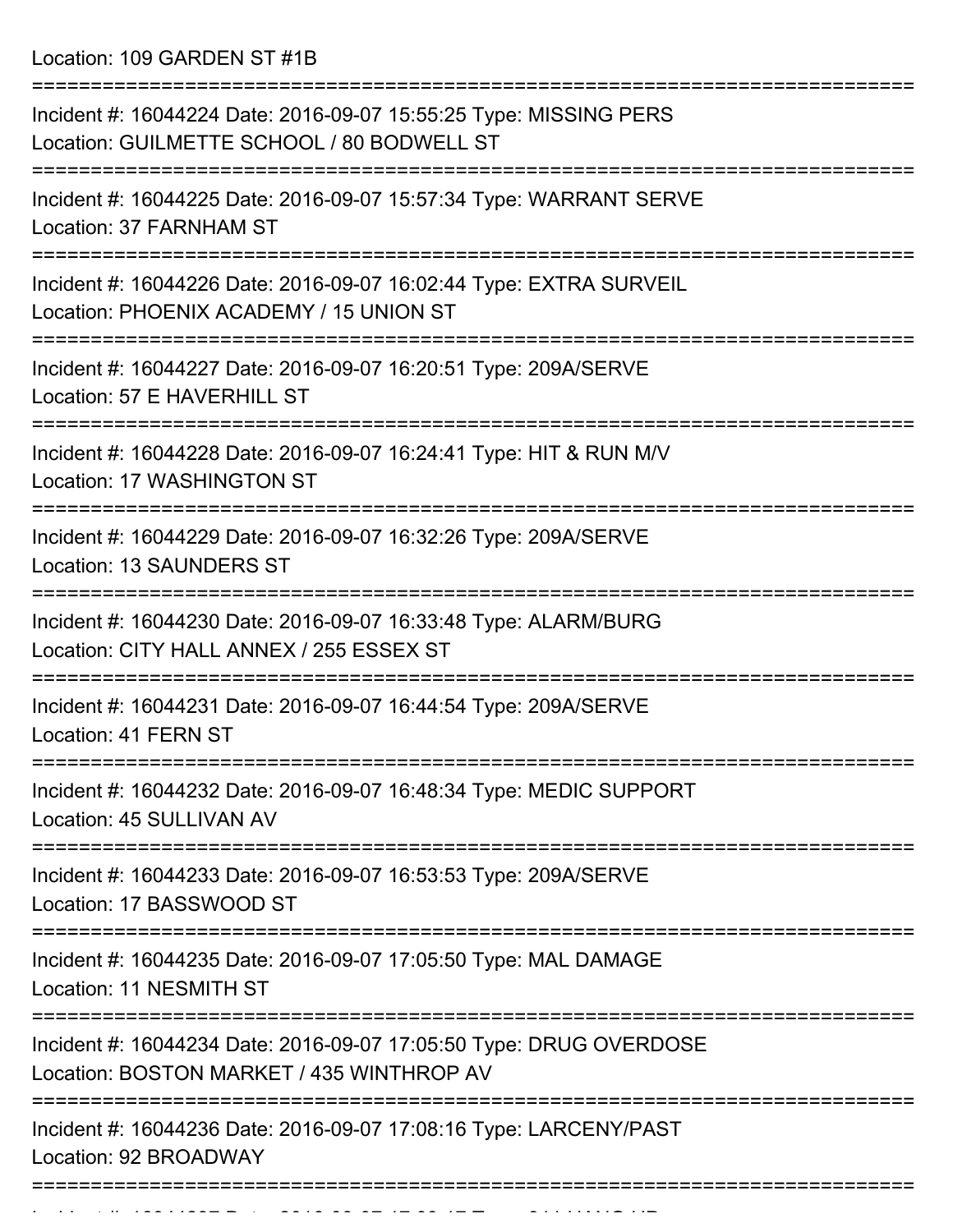Location: 109 GARDEN ST #1B

===========================================================================

Incident #: 16044224 Date: 2016-09-07 15:55:25 Type: MISSING PERS
Location: GUILMETTE SCHOOL / 80 BODWELL ST

===========================================================================

Incident #: 16044225 Date: 2016-09-07 15:57:34 Type: WARRANT SERVE
Location: 37 FARNHAM ST

===========================================================================

Incident #: 16044226 Date: 2016-09-07 16:02:44 Type: EXTRA SURVEIL
Location: PHOENIX ACADEMY / 15 UNION ST

===========================================================================

Incident #: 16044227 Date: 2016-09-07 16:20:51 Type: 209A/SERVE
Location: 57 E HAVERHILL ST

===========================================================================

Incident #: 16044228 Date: 2016-09-07 16:24:41 Type: HIT & RUN M/V
Location: 17 WASHINGTON ST

===========================================================================

Incident #: 16044229 Date: 2016-09-07 16:32:26 Type: 209A/SERVE
Location: 13 SAUNDERS ST

===========================================================================

Incident #: 16044230 Date: 2016-09-07 16:33:48 Type: ALARM/BURG
Location: CITY HALL ANNEX / 255 ESSEX ST

===========================================================================

Incident #: 16044231 Date: 2016-09-07 16:44:54 Type: 209A/SERVE
Location: 41 FERN ST

===========================================================================

Incident #: 16044232 Date: 2016-09-07 16:48:34 Type: MEDIC SUPPORT
Location: 45 SULLIVAN AV

===========================================================================

Incident #: 16044233 Date: 2016-09-07 16:53:53 Type: 209A/SERVE
Location: 17 BASSWOOD ST

===========================================================================

Incident #: 16044235 Date: 2016-09-07 17:05:50 Type: MAL DAMAGE
Location: 11 NESMITH ST

===========================================================================

Incident #: 16044234 Date: 2016-09-07 17:05:50 Type: DRUG OVERDOSE
Location: BOSTON MARKET / 435 WINTHROP AV

===========================================================================

Incident #: 16044236 Date: 2016-09-07 17:08:16 Type: LARCENY/PAST
Location: 92 BROADWAY

===========================================================================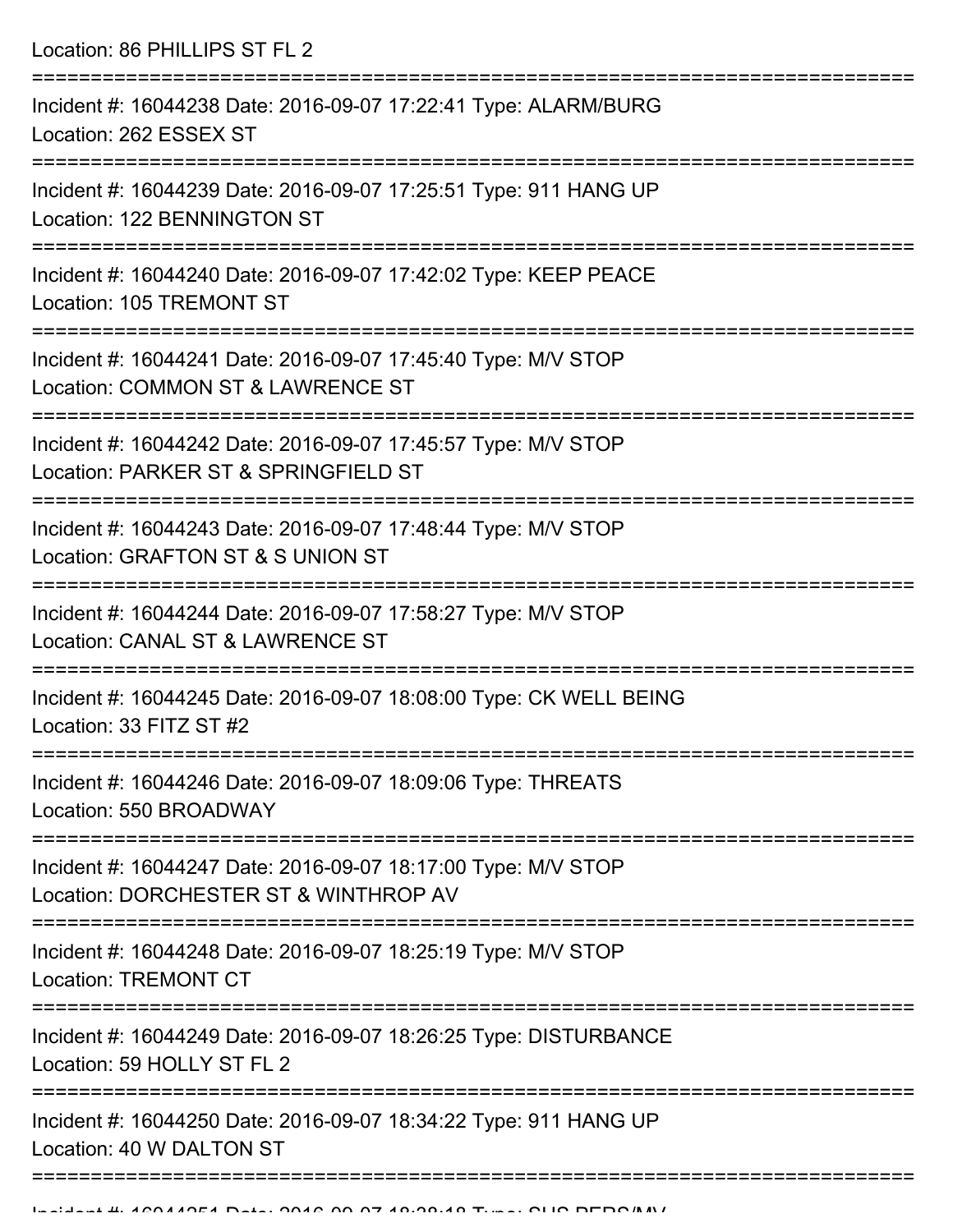Location: 86 PHILLIPS ST FL 2

===========================================================================

Incident #: 16044238 Date: 2016-09-07 17:22:41 Type: ALARM/BURG
Location: 262 ESSEX ST

===========================================================================

Incident #: 16044239 Date: 2016-09-07 17:25:51 Type: 911 HANG UP
Location: 122 BENNINGTON ST

===========================================================================

Incident #: 16044240 Date: 2016-09-07 17:42:02 Type: KEEP PEACE
Location: 105 TREMONT ST

===========================================================================

Incident #: 16044241 Date: 2016-09-07 17:45:40 Type: M/V STOP
Location: COMMON ST & LAWRENCE ST

===========================================================================

Incident #: 16044242 Date: 2016-09-07 17:45:57 Type: M/V STOP
Location: PARKER ST & SPRINGFIELD ST

===========================================================================

Incident #: 16044243 Date: 2016-09-07 17:48:44 Type: M/V STOP
Location: GRAFTON ST & S UNION ST

===========================================================================

Incident #: 16044244 Date: 2016-09-07 17:58:27 Type: M/V STOP
Location: CANAL ST & LAWRENCE ST

===========================================================================

Incident #: 16044245 Date: 2016-09-07 18:08:00 Type: CK WELL BEING
Location: 33 FITZ ST #2

===========================================================================

Incident #: 16044246 Date: 2016-09-07 18:09:06 Type: THREATS
Location: 550 BROADWAY

===========================================================================

Incident #: 16044247 Date: 2016-09-07 18:17:00 Type: M/V STOP
Location: DORCHESTER ST & WINTHROP AV

===========================================================================

Incident #: 16044248 Date: 2016-09-07 18:25:19 Type: M/V STOP
Location: TREMONT CT

===========================================================================

Incident #: 16044249 Date: 2016-09-07 18:26:25 Type: DISTURBANCE
Location: 59 HOLLY ST FL 2

===========================================================================

Incident #: 16044250 Date: 2016-09-07 18:34:22 Type: 911 HANG UP
Location: 40 W DALTON ST

===========================================================================

Incident #: 16044251 Date: 2016-09-07 18:38:18 Type: SUS PERS/MV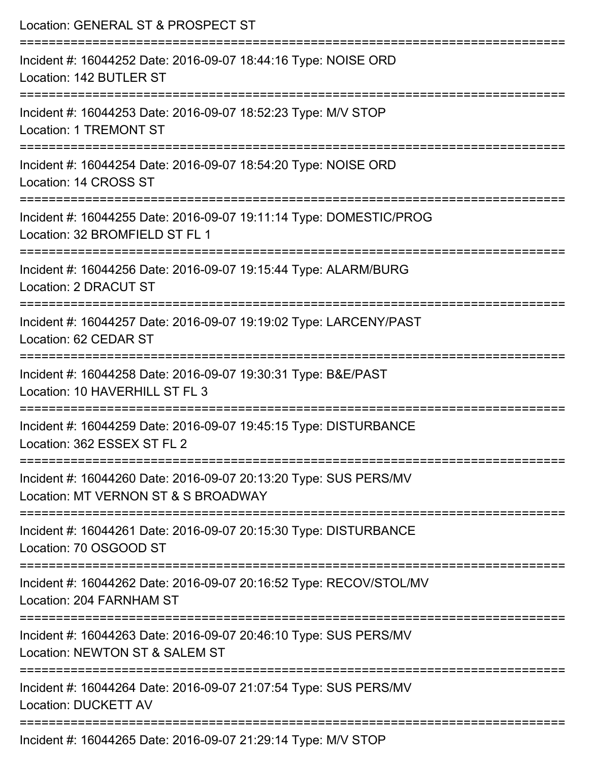Location: GENERAL ST & PROSPECT ST

===========================================================================

Incident #: 16044252 Date: 2016-09-07 18:44:16 Type: NOISE ORD
Location: 142 BUTLER ST

===========================================================================

Incident #: 16044253 Date: 2016-09-07 18:52:23 Type: M/V STOP
Location: 1 TREMONT ST

===========================================================================

Incident #: 16044254 Date: 2016-09-07 18:54:20 Type: NOISE ORD
Location: 14 CROSS ST

===========================================================================

Incident #: 16044255 Date: 2016-09-07 19:11:14 Type: DOMESTIC/PROG
Location: 32 BROMFIELD ST FL 1

===========================================================================

Incident #: 16044256 Date: 2016-09-07 19:15:44 Type: ALARM/BURG
Location: 2 DRACUT ST

===========================================================================

Incident #: 16044257 Date: 2016-09-07 19:19:02 Type: LARCENY/PAST
Location: 62 CEDAR ST

===========================================================================

Incident #: 16044258 Date: 2016-09-07 19:30:31 Type: B&E/PAST
Location: 10 HAVERHILL ST FL 3

===========================================================================

Incident #: 16044259 Date: 2016-09-07 19:45:15 Type: DISTURBANCE
Location: 362 ESSEX ST FL 2

===========================================================================

Incident #: 16044260 Date: 2016-09-07 20:13:20 Type: SUS PERS/MV
Location: MT VERNON ST & S BROADWAY

===========================================================================

Incident #: 16044261 Date: 2016-09-07 20:15:30 Type: DISTURBANCE
Location: 70 OSGOOD ST

===========================================================================

Incident #: 16044262 Date: 2016-09-07 20:16:52 Type: RECOV/STOL/MV
Location: 204 FARNHAM ST

===========================================================================

Incident #: 16044263 Date: 2016-09-07 20:46:10 Type: SUS PERS/MV
Location: NEWTON ST & SALEM ST

===========================================================================

Incident #: 16044264 Date: 2016-09-07 21:07:54 Type: SUS PERS/MV
Location: DUCKETT AV

===========================================================================

Incident #: 16044265 Date: 2016-09-07 21:29:14 Type: M/V STOP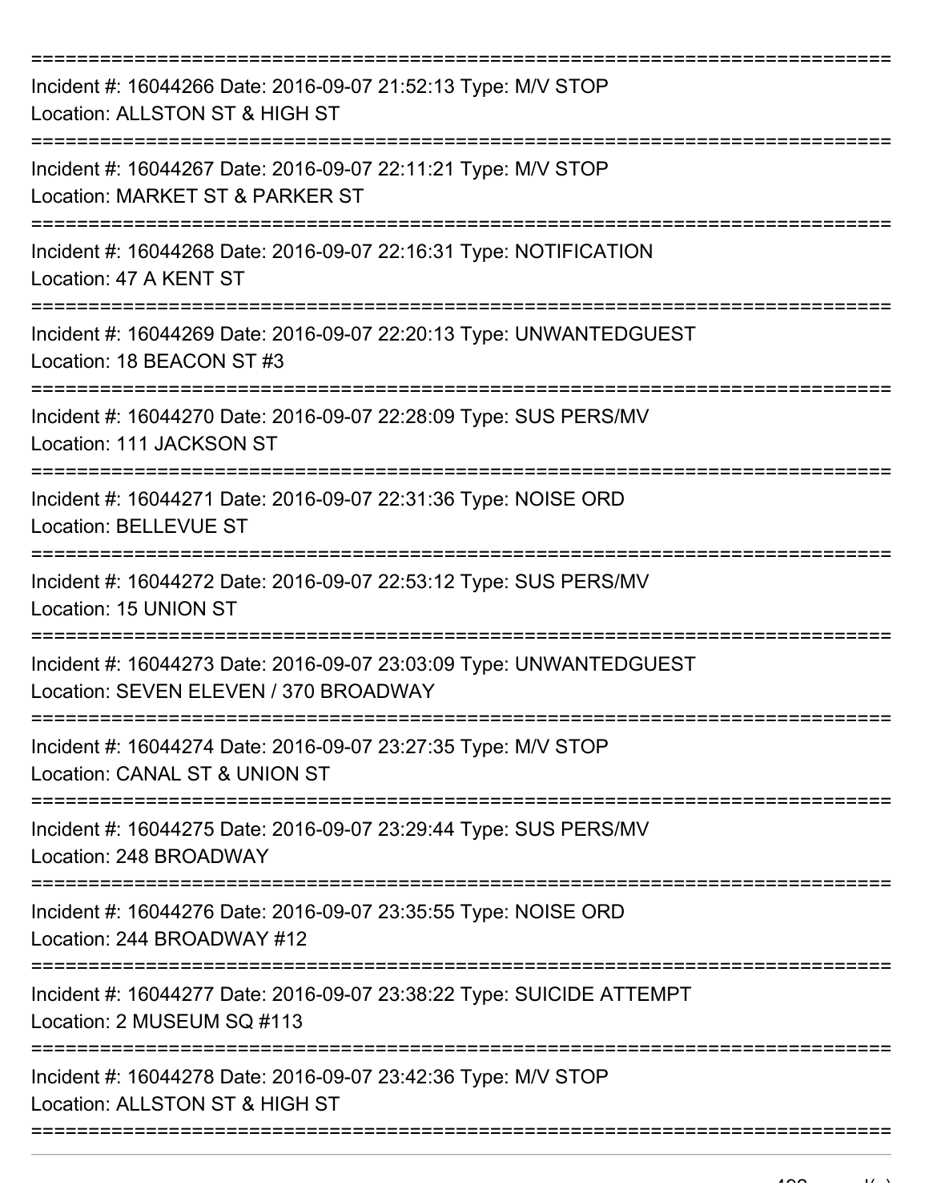Incident #: 16044266 Date: 2016-09-07 21:52:13 Type: M/V STOP
Location: ALLSTON ST & HIGH ST

Incident #: 16044267 Date: 2016-09-07 22:11:21 Type: M/V STOP
Location: MARKET ST & PARKER ST

Incident #: 16044268 Date: 2016-09-07 22:16:31 Type: NOTIFICATION
Location: 47 A KENT ST

Incident #: 16044269 Date: 2016-09-07 22:20:13 Type: UNWANTEDGUEST
Location: 18 BEACON ST #3

Incident #: 16044270 Date: 2016-09-07 22:28:09 Type: SUS PERS/MV
Location: 111 JACKSON ST

Incident #: 16044271 Date: 2016-09-07 22:31:36 Type: NOISE ORD
Location: BELLEVUE ST

Incident #: 16044272 Date: 2016-09-07 22:53:12 Type: SUS PERS/MV
Location: 15 UNION ST

Incident #: 16044273 Date: 2016-09-07 23:03:09 Type: UNWANTEDGUEST
Location: SEVEN ELEVEN / 370 BROADWAY

Incident #: 16044274 Date: 2016-09-07 23:27:35 Type: M/V STOP
Location: CANAL ST & UNION ST

Incident #: 16044275 Date: 2016-09-07 23:29:44 Type: SUS PERS/MV
Location: 248 BROADWAY

Incident #: 16044276 Date: 2016-09-07 23:35:55 Type: NOISE ORD
Location: 244 BROADWAY #12

Incident #: 16044277 Date: 2016-09-07 23:38:22 Type: SUICIDE ATTEMPT
Location: 2 MUSEUM SQ #113

Incident #: 16044278 Date: 2016-09-07 23:42:36 Type: M/V STOP
Location: ALLSTON ST & HIGH ST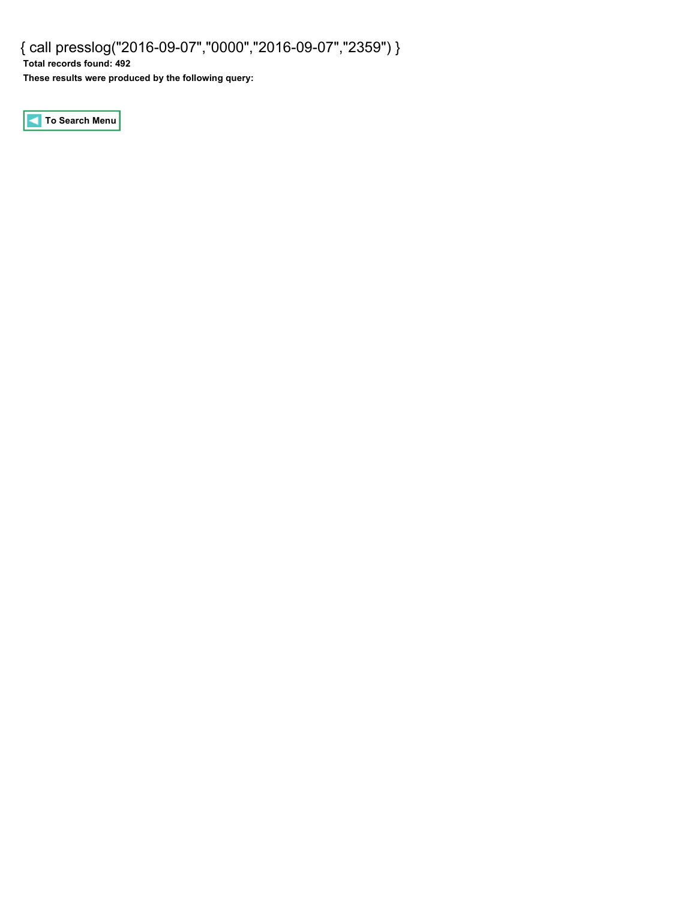```
{ call presslog("2016-09-07","0000","2016-09-07","2359") }
```

**Total records found: 492**

**These results were produced by the following query:**

**To Search Menu**